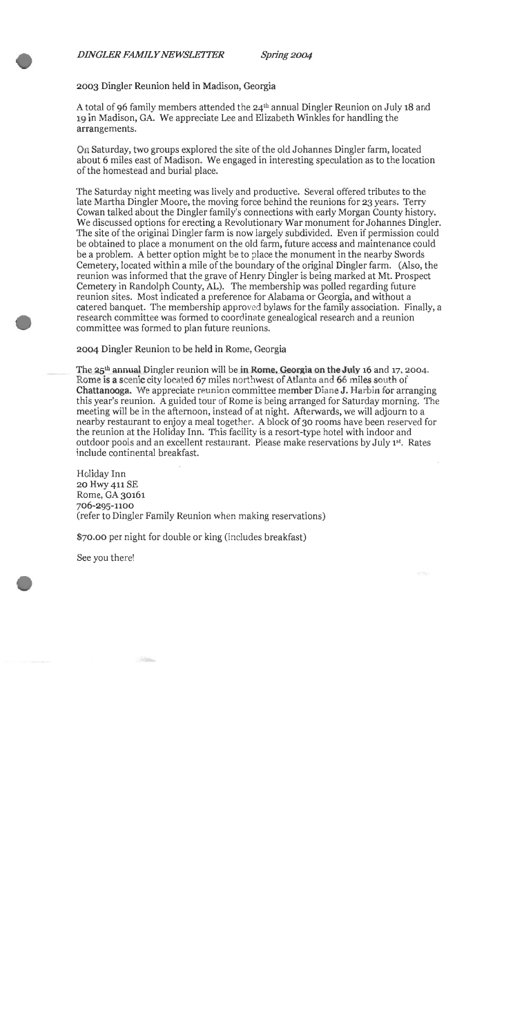*DINGLER FAMILY NEWSLETTER* *Spring 2004*

## 2003 Dingler Reunion held in Madison, Georgia

A total of 96 family members attended the 24th annual Dingler Reunion on July 18 and 19 in Madison, GA. We appreciate Lee and Elizabeth Winkles for handling the arrangements.

On Saturday, two groups explored the site of the old Johannes Dingler farm, located about 6 miles east of Madison. We engaged in interesting speculation as to the location of the homestead and burial place.

The Saturday night meeting was lively and productive. Several offered tributes to the late Martha Dingler Moore, the moving force behind the reunions for 23 years. Terry Cowan talked about the Dingler family's connections with early Morgan County history. We discussed options for erecting a Revolutionary War monument for Johannes Dingler. The site of the original Dingler farm is now largely subdivided. Even if permission could be obtained to place a monument on the old farm, future access and maintenance could be a problem. A better option might be to place the monument in the nearby Swords Cemetery, located within a mile of the boundary of the original Dingler farm. (Also, the reunion was informed that the grave of Henry Dingler is being marked at Mt. Prospect Cemetery in Randolph County, AL). The membership was polled regarding future reunion sites. Most indicated a preference for Alabama or Georgia, and without a catered banquet. The membership approved bylaws for the family association. Finally, a research committee was formed to coordinate genealogical research and a reunion committee was formed to plan future reunions.

## 2004 Dingler Reunion to be held in Rome, Georgia

The 25th annual Dingler reunion will be in Rome, Georgia on the July 16 and 17, 2004. Rome is a scenic city located 67 miles northwest of Atlanta and 66 miles south of Chattanooga. We appreciate reunion committee member Diane J. Harbin for arranging this year's reunion. A guided tour of Rome is being arranged for Saturday morning. The meeting will be in the afternoon, instead of at night. Afterwards, we will adjourn to a nearby restaurant to enjoy a meal together. A block of 30 rooms have been reserved for the reunion at the Holiday Inn. This facility is a resort-type hotel with indoor and outdoor pools and an excellent restaurant. Please make reservations by July 1st. Rates include continental breakfast.

Holiday Inn
20 Hwy 411 SE
Rome, GA 30161
706-295-1100
(refer to Dingler Family Reunion when making reservations)

$70.00 per night for double or king (includes breakfast)

See you there!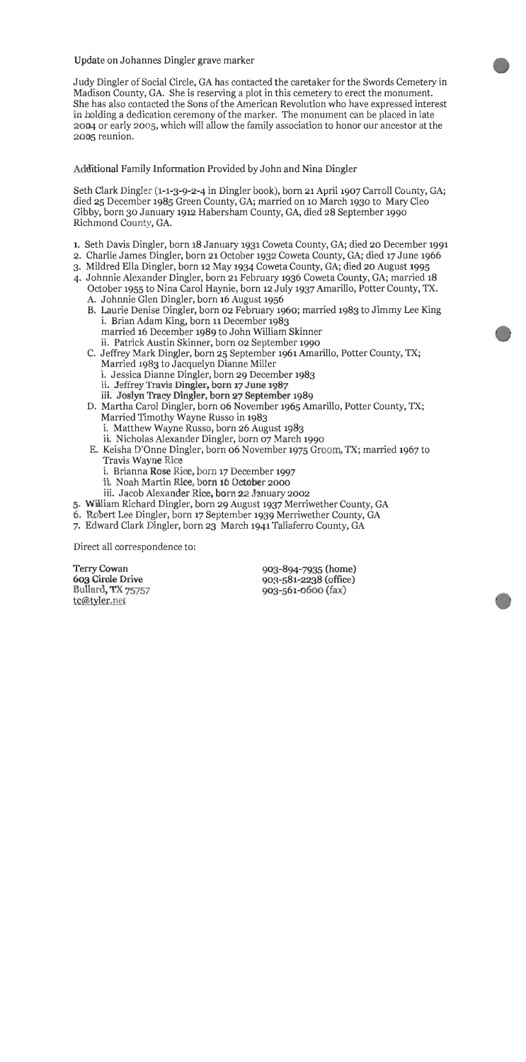Update on Johannes Dingler grave marker

Judy Dingler of Social Circle, GA has contacted the caretaker for the Swords Cemetery in Madison County, GA. She is reserving a plot in this cemetery to erect the monument. She has also contacted the Sons of the American Revolution who have expressed interest in holding a dedication ceremony of the marker. The monument can be placed in late 2004 or early 2005, which will allow the family association to honor our ancestor at the 2005 reunion.

Additional Family Information Provided by John and Nina Dingler

Seth Clark Dingler (1-1-3-9-2-4 in Dingler book), born 21 April 1907 Carroll County, GA; died 25 December 1985 Green County, GA; married on 10 March 1930 to Mary Cleo Gibby, born 30 January 1912 Habersham County, GA, died 28 September 1990 Richmond County, GA.

1. Seth Davis Dingler, born 18 January 1931 Coweta County, GA; died 20 December 1991
2. Charlie James Dingler, born 21 October 1932 Coweta County, GA; died 17 June 1966
3. Mildred Ella Dingler, born 12 May 1934 Coweta County, GA; died 20 August 1995
4. Johnnie Alexander Dingler, born 21 February 1936 Coweta County, GA; married 18 October 1955 to Nina Carol Haynie, born 12 July 1937 Amarillo, Potter County, TX.
   - A. Johnnie Glen Dingler, born 16 August 1956
   - B. Laurie Denise Dingler, born 02 February 1960; married 1983 to Jimmy Lee King
     - i. Brian Adam King, born 11 December 1983
     
     married 16 December 1989 to John William Skinner
     - ii. Patrick Austin Skinner, born 02 September 1990
   - C. Jeffrey Mark Dingler, born 25 September 1961 Amarillo, Potter County, TX; Married 1983 to Jacquelyn Dianne Miller
     - i. Jessica Dianne Dingler, born 29 December 1983
     - ii. Jeffrey Travis Dingler, born 17 June 1987
     - iii. Joslyn Tracy Dingler, born 27 September 1989
   - D. Martha Carol Dingler, born 06 November 1965 Amarillo, Potter County, TX; Married Timothy Wayne Russo in 1983
     - i. Matthew Wayne Russo, born 26 August 1983
     - ii. Nicholas Alexander Dingler, born 07 March 1990
   - E. Keisha D'Onne Dingler, born 06 November 1975 Groom, TX; married 1967 to Travis Wayne Rice
     - i. Brianna Rose Rice, born 17 December 1997
     - ii. Noah Martin Rice, born 16 October 2000
     - iii. Jacob Alexander Rice, born 22 January 2002
5. William Richard Dingler, born 29 August 1937 Merriwether County, GA
6. Robert Lee Dingler, born 17 September 1939 Merriwether County, GA
7. Edward Clark Dingler, born 23 March 1941 Taliaferro County, GA

Direct all correspondence to:

Terry Cowan
603 Circle Drive
Bullard, TX 75757
tc@tyler.net

903-894-7935 (home)
903-581-2238 (office)
903-561-0600 (fax)